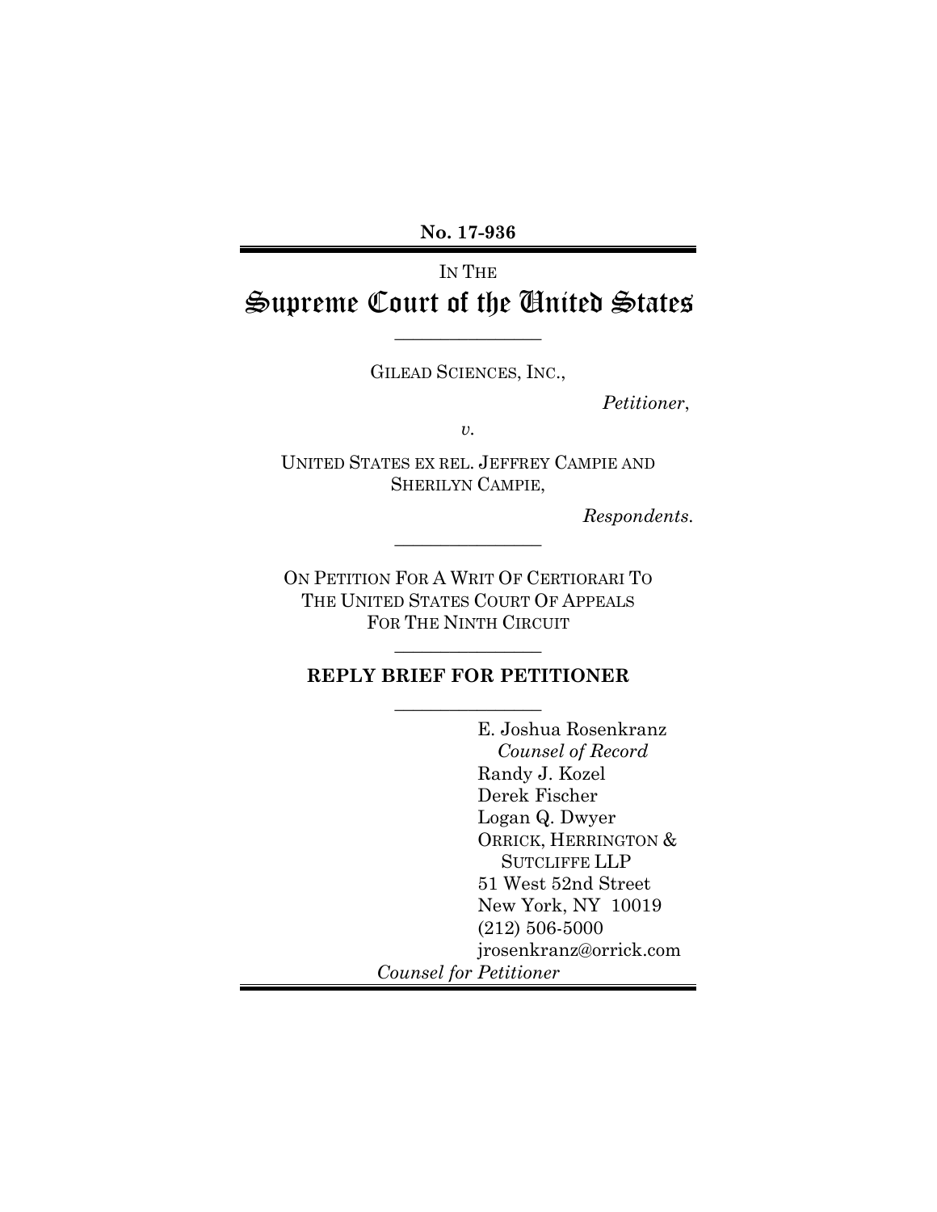**No. 17-936**

IN THE

# Supreme Court of the United States

---

GILEAD SCIENCES, INC.,

*Petitioner*,

*v.*

UNITED STATES EX REL. JEFFREY CAMPIE AND SHERILYN CAMPIE,

*Respondents.*

---

ON PETITION FOR A WRIT OF CERTIORARI TO THE UNITED STATES COURT OF APPEALS FOR THE NINTH CIRCUIT

---

**REPLY BRIEF FOR PETITIONER**

---

E. Joshua Rosenkranz
*Counsel of Record*
Randy J. Kozel
Derek Fischer
Logan Q. Dwyer
ORRICK, HERRINGTON & SUTCLIFFE LLP
51 West 52nd Street
New York, NY 10019
(212) 506-5000
jrosenkranz@orrick.com

*Counsel for Petitioner*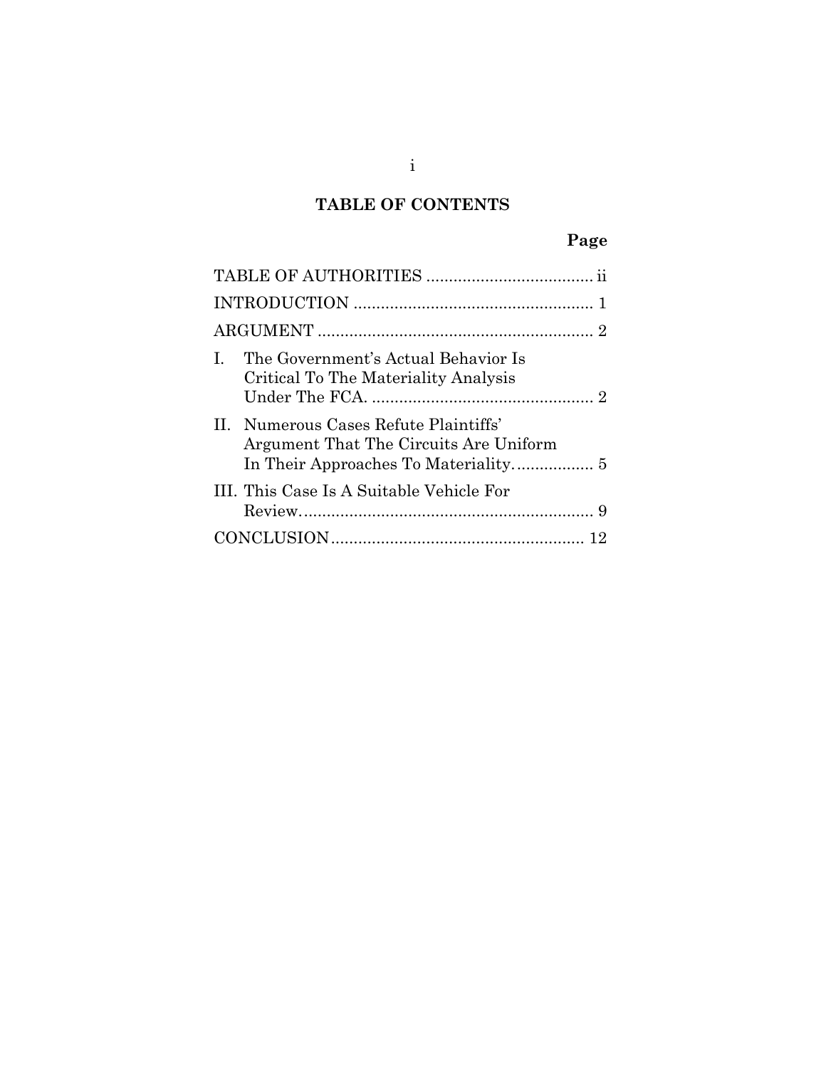## TABLE OF CONTENTS

| | Page |
|---|---|
| TABLE OF AUTHORITIES | ii |
| INTRODUCTION | 1 |
| ARGUMENT | 2 |
| I. The Government's Actual Behavior Is Critical To The Materiality Analysis Under The FCA. | 2 |
| II. Numerous Cases Refute Plaintiffs' Argument That The Circuits Are Uniform In Their Approaches To Materiality. | 5 |
| III. This Case Is A Suitable Vehicle For Review. | 9 |
| CONCLUSION | 12 |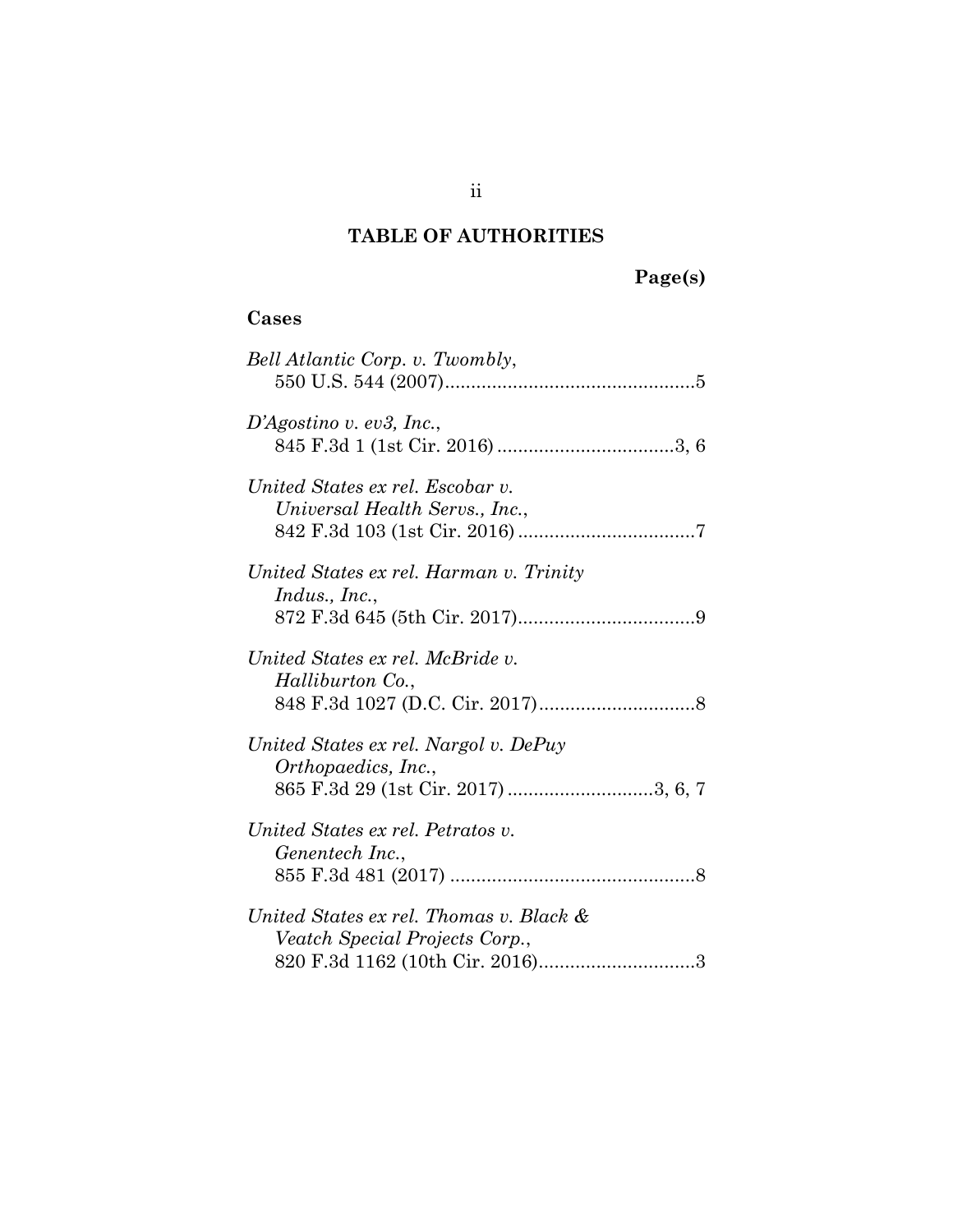# TABLE OF AUTHORITIES

**Page(s)**

## Cases

*Bell Atlantic Corp. v. Twombly*,
550 U.S. 544 (2007)................................................5

*D'Agostino v. ev3, Inc.*,
845 F.3d 1 (1st Cir. 2016)..................................3, 6

*United States ex rel. Escobar v. Universal Health Servs., Inc.*,
842 F.3d 103 (1st Cir. 2016)..................................7

*United States ex rel. Harman v. Trinity Indus., Inc.*,
872 F.3d 645 (5th Cir. 2017)..................................9

*United States ex rel. McBride v. Halliburton Co.*,
848 F.3d 1027 (D.C. Cir. 2017)..............................8

*United States ex rel. Nargol v. DePuy Orthopaedics, Inc.*,
865 F.3d 29 (1st Cir. 2017)............................3, 6, 7

*United States ex rel. Petratos v. Genentech Inc.*,
855 F.3d 481 (2017)...............................................8

*United States ex rel. Thomas v. Black & Veatch Special Projects Corp.*,
820 F.3d 1162 (10th Cir. 2016)..............................3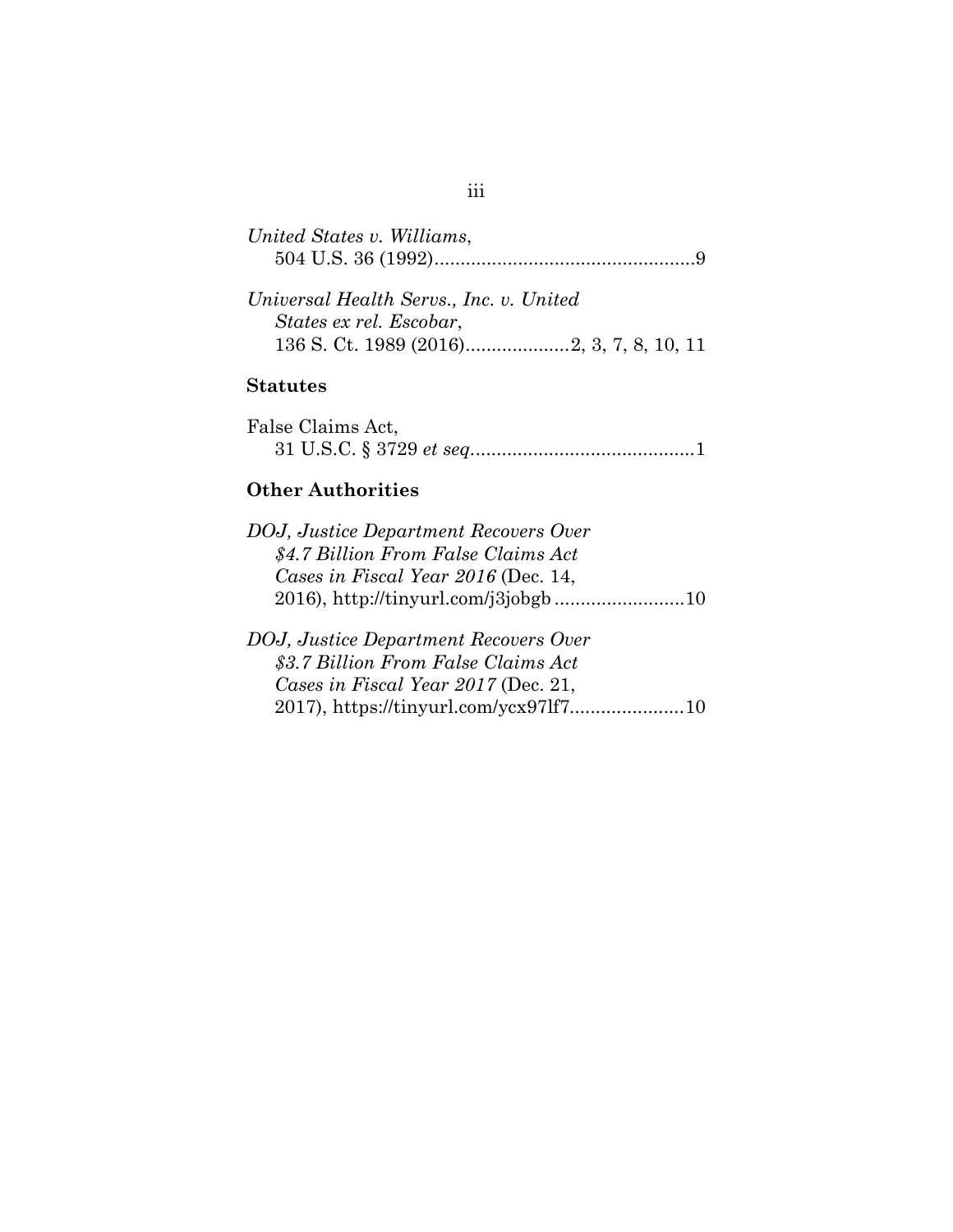*United States v. Williams*,
504 U.S. 36 (1992)..................................................9

*Universal Health Servs., Inc. v. United States ex rel. Escobar*,
136 S. Ct. 1989 (2016)....................2, 3, 7, 8, 10, 11

**Statutes**

False Claims Act,
31 U.S.C. § 3729 *et seq*...........................................1

**Other Authorities**

*DOJ, Justice Department Recovers Over $4.7 Billion From False Claims Act Cases in Fiscal Year 2016* (Dec. 14, 2016), http://tinyurl.com/j3jobgb .........................10

*DOJ, Justice Department Recovers Over $3.7 Billion From False Claims Act Cases in Fiscal Year 2017* (Dec. 21, 2017), https://tinyurl.com/ycx97lf7......................10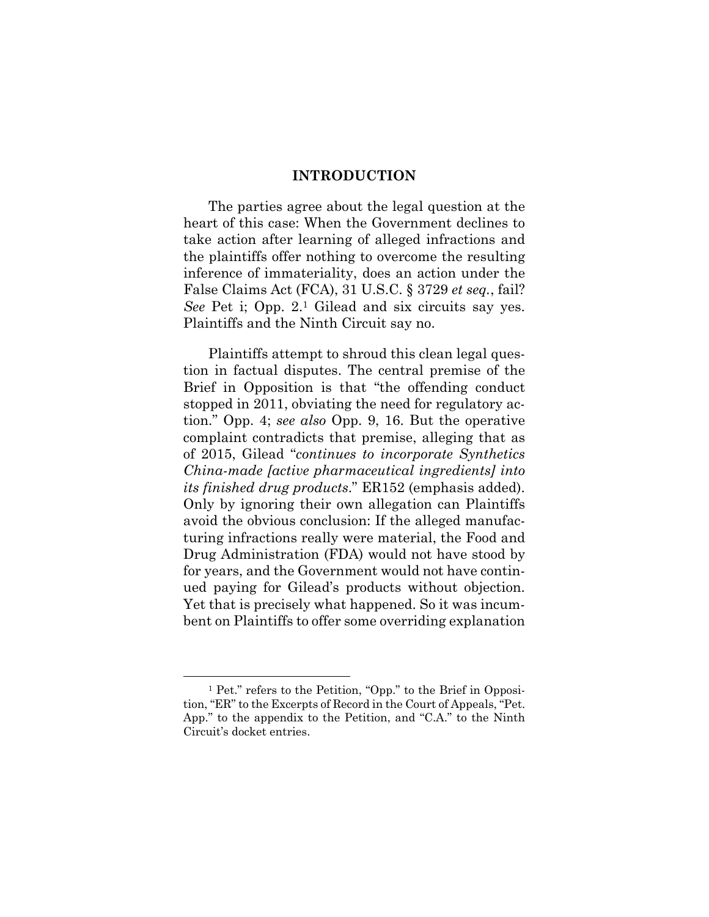# INTRODUCTION

The parties agree about the legal question at the heart of this case: When the Government declines to take action after learning of alleged infractions and the plaintiffs offer nothing to overcome the resulting inference of immateriality, does an action under the False Claims Act (FCA), 31 U.S.C. § 3729 *et seq.*, fail? *See* Pet i; Opp. 2.[1] Gilead and six circuits say yes. Plaintiffs and the Ninth Circuit say no.

Plaintiffs attempt to shroud this clean legal question in factual disputes. The central premise of the Brief in Opposition is that "the offending conduct stopped in 2011, obviating the need for regulatory action." Opp. 4; *see also* Opp. 9, 16. But the operative complaint contradicts that premise, alleging that as of 2015, Gilead "*continues to incorporate Synthetics China-made [active pharmaceutical ingredients] into its finished drug products*." ER152 (emphasis added). Only by ignoring their own allegation can Plaintiffs avoid the obvious conclusion: If the alleged manufacturing infractions really were material, the Food and Drug Administration (FDA) would not have stood by for years, and the Government would not have continued paying for Gilead's products without objection. Yet that is precisely what happened. So it was incumbent on Plaintiffs to offer some overriding explanation

---

[1] Pet." refers to the Petition, "Opp." to the Brief in Opposition, "ER" to the Excerpts of Record in the Court of Appeals, "Pet. App." to the appendix to the Petition, and "C.A." to the Ninth Circuit's docket entries.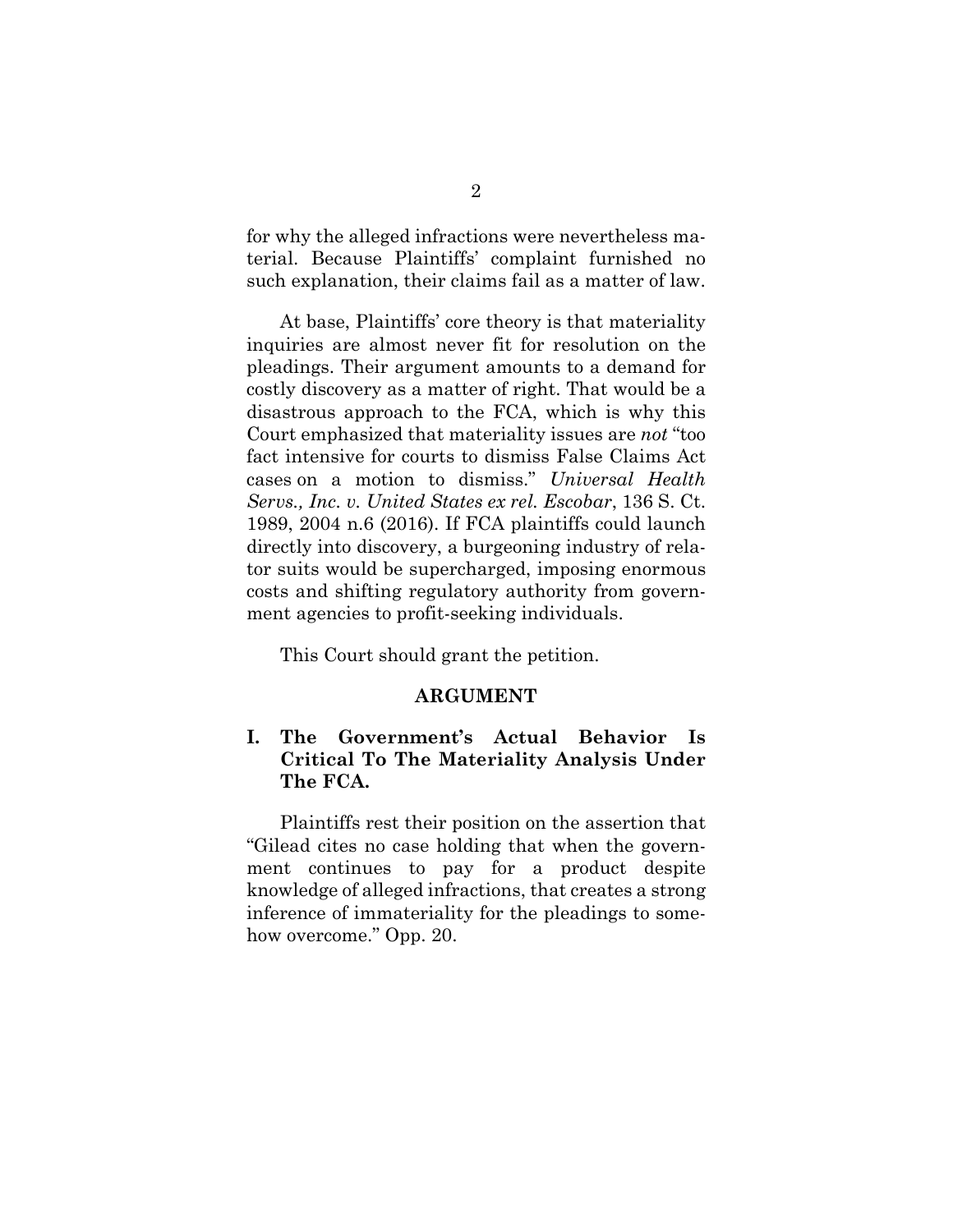for why the alleged infractions were nevertheless material. Because Plaintiffs' complaint furnished no such explanation, their claims fail as a matter of law.

At base, Plaintiffs' core theory is that materiality inquiries are almost never fit for resolution on the pleadings. Their argument amounts to a demand for costly discovery as a matter of right. That would be a disastrous approach to the FCA, which is why this Court emphasized that materiality issues are *not* "too fact intensive for courts to dismiss False Claims Act cases on a motion to dismiss." *Universal Health Servs., Inc. v. United States ex rel. Escobar*, 136 S. Ct. 1989, 2004 n.6 (2016). If FCA plaintiffs could launch directly into discovery, a burgeoning industry of relator suits would be supercharged, imposing enormous costs and shifting regulatory authority from government agencies to profit-seeking individuals.

This Court should grant the petition.

## ARGUMENT

### I. The Government's Actual Behavior Is Critical To The Materiality Analysis Under The FCA.

Plaintiffs rest their position on the assertion that "Gilead cites no case holding that when the government continues to pay for a product despite knowledge of alleged infractions, that creates a strong inference of immateriality for the pleadings to somehow overcome." Opp. 20.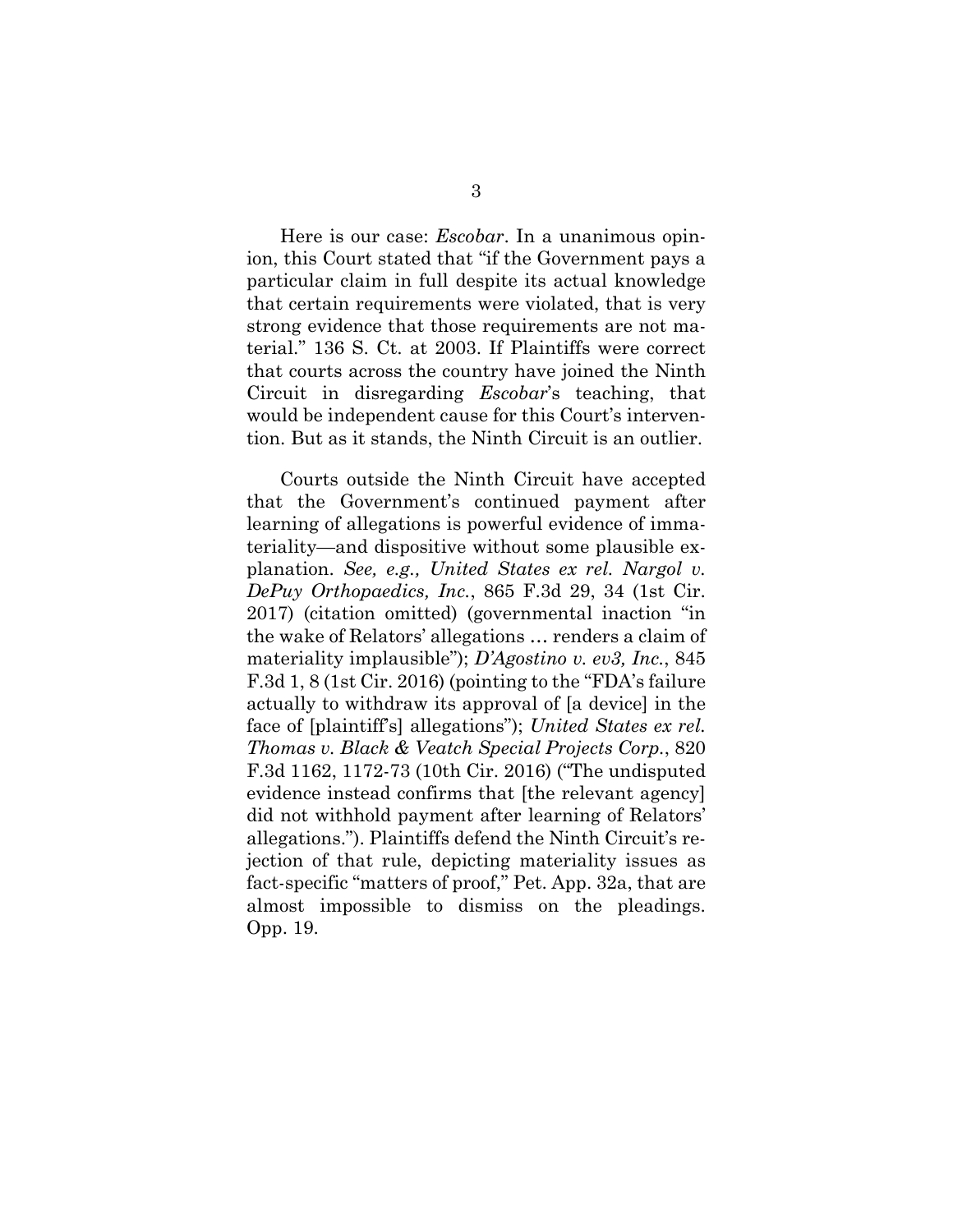Here is our case: *Escobar*. In a unanimous opinion, this Court stated that "if the Government pays a particular claim in full despite its actual knowledge that certain requirements were violated, that is very strong evidence that those requirements are not material." 136 S. Ct. at 2003. If Plaintiffs were correct that courts across the country have joined the Ninth Circuit in disregarding *Escobar*'s teaching, that would be independent cause for this Court's intervention. But as it stands, the Ninth Circuit is an outlier.

Courts outside the Ninth Circuit have accepted that the Government's continued payment after learning of allegations is powerful evidence of immateriality—and dispositive without some plausible explanation. *See, e.g., United States ex rel. Nargol v. DePuy Orthopaedics, Inc.*, 865 F.3d 29, 34 (1st Cir. 2017) (citation omitted) (governmental inaction "in the wake of Relators' allegations … renders a claim of materiality implausible"); *D'Agostino v. ev3, Inc.*, 845 F.3d 1, 8 (1st Cir. 2016) (pointing to the "FDA's failure actually to withdraw its approval of [a device] in the face of [plaintiff's] allegations"); *United States ex rel. Thomas v. Black & Veatch Special Projects Corp.*, 820 F.3d 1162, 1172-73 (10th Cir. 2016) ("The undisputed evidence instead confirms that [the relevant agency] did not withhold payment after learning of Relators' allegations."). Plaintiffs defend the Ninth Circuit's rejection of that rule, depicting materiality issues as fact-specific "matters of proof," Pet. App. 32a, that are almost impossible to dismiss on the pleadings. Opp. 19.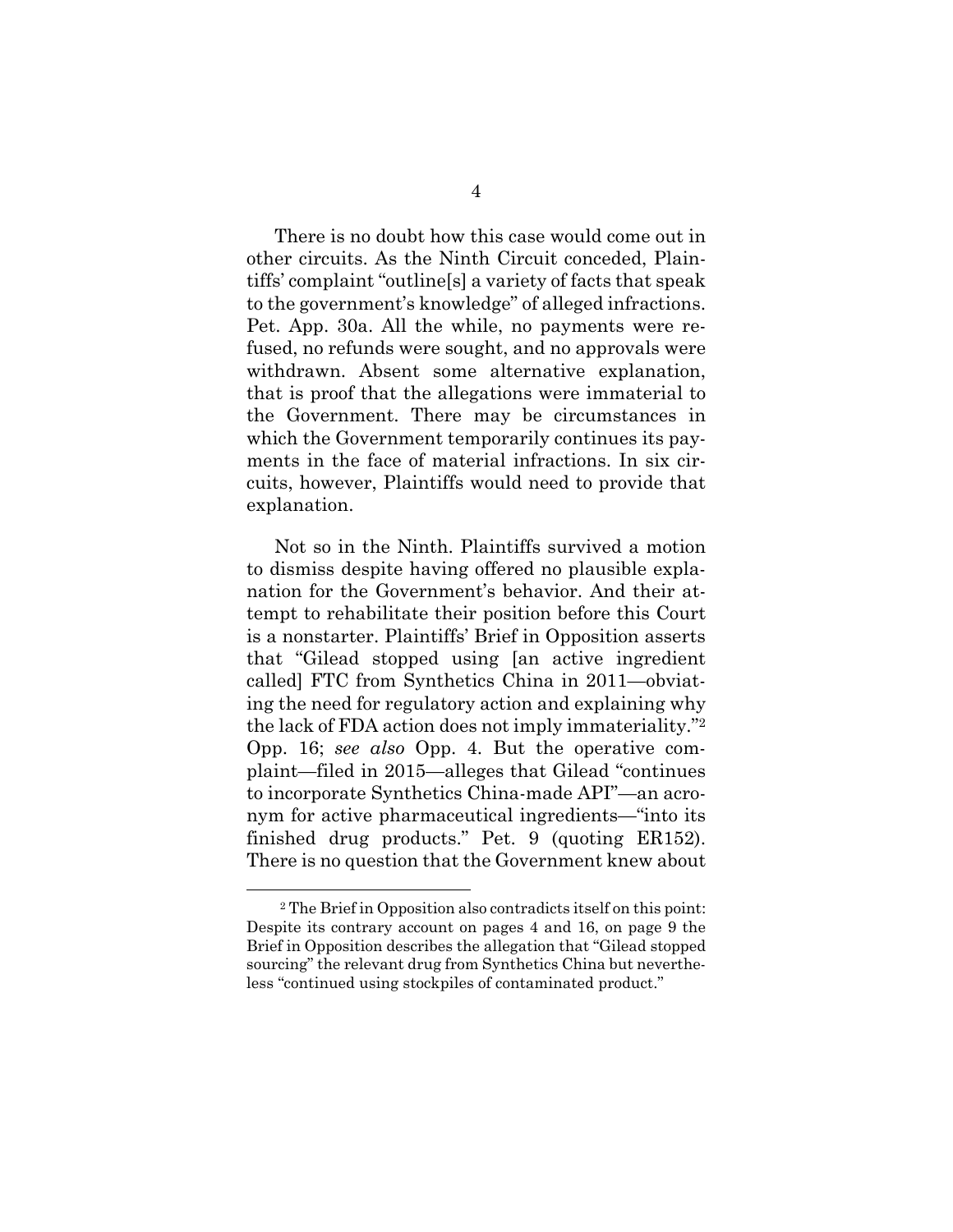There is no doubt how this case would come out in other circuits. As the Ninth Circuit conceded, Plaintiffs' complaint "outline[s] a variety of facts that speak to the government's knowledge" of alleged infractions. Pet. App. 30a. All the while, no payments were refused, no refunds were sought, and no approvals were withdrawn. Absent some alternative explanation, that is proof that the allegations were immaterial to the Government. There may be circumstances in which the Government temporarily continues its payments in the face of material infractions. In six circuits, however, Plaintiffs would need to provide that explanation.

Not so in the Ninth. Plaintiffs survived a motion to dismiss despite having offered no plausible explanation for the Government's behavior. And their attempt to rehabilitate their position before this Court is a nonstarter. Plaintiffs' Brief in Opposition asserts that "Gilead stopped using [an active ingredient called] FTC from Synthetics China in 2011—obviating the need for regulatory action and explaining why the lack of FDA action does not imply immateriality."[2] Opp. 16; *see also* Opp. 4. But the operative complaint—filed in 2015—alleges that Gilead "continues to incorporate Synthetics China-made API"—an acronym for active pharmaceutical ingredients—"into its finished drug products." Pet. 9 (quoting ER152). There is no question that the Government knew about

[2] The Brief in Opposition also contradicts itself on this point: Despite its contrary account on pages 4 and 16, on page 9 the Brief in Opposition describes the allegation that "Gilead stopped sourcing" the relevant drug from Synthetics China but nevertheless "continued using stockpiles of contaminated product."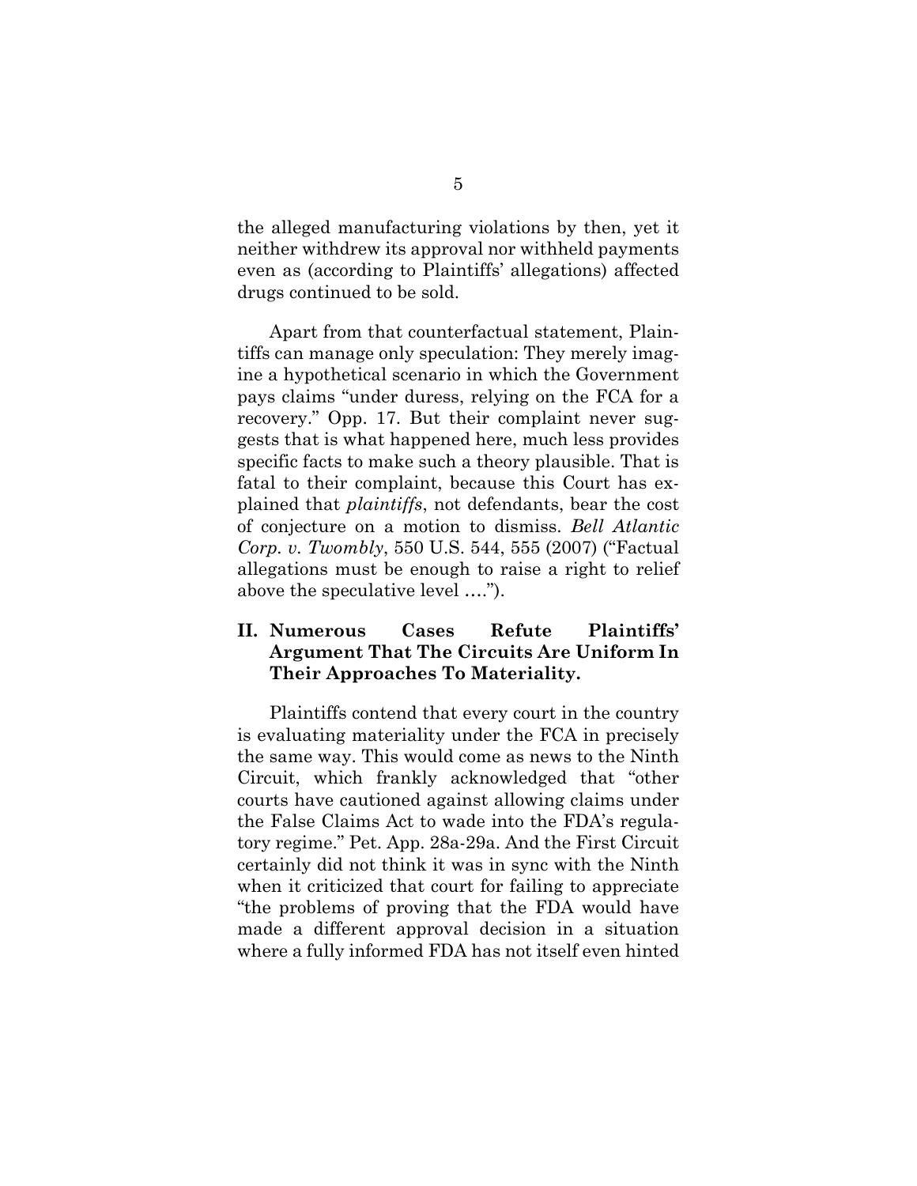the alleged manufacturing violations by then, yet it neither withdrew its approval nor withheld payments even as (according to Plaintiffs' allegations) affected drugs continued to be sold.

Apart from that counterfactual statement, Plaintiffs can manage only speculation: They merely imagine a hypothetical scenario in which the Government pays claims "under duress, relying on the FCA for a recovery." Opp. 17. But their complaint never suggests that is what happened here, much less provides specific facts to make such a theory plausible. That is fatal to their complaint, because this Court has explained that *plaintiffs*, not defendants, bear the cost of conjecture on a motion to dismiss. *Bell Atlantic Corp. v. Twombly*, 550 U.S. 544, 555 (2007) ("Factual allegations must be enough to raise a right to relief above the speculative level ….").

## II. Numerous Cases Refute Plaintiffs' Argument That The Circuits Are Uniform In Their Approaches To Materiality.

Plaintiffs contend that every court in the country is evaluating materiality under the FCA in precisely the same way. This would come as news to the Ninth Circuit, which frankly acknowledged that "other courts have cautioned against allowing claims under the False Claims Act to wade into the FDA's regulatory regime." Pet. App. 28a-29a. And the First Circuit certainly did not think it was in sync with the Ninth when it criticized that court for failing to appreciate "the problems of proving that the FDA would have made a different approval decision in a situation where a fully informed FDA has not itself even hinted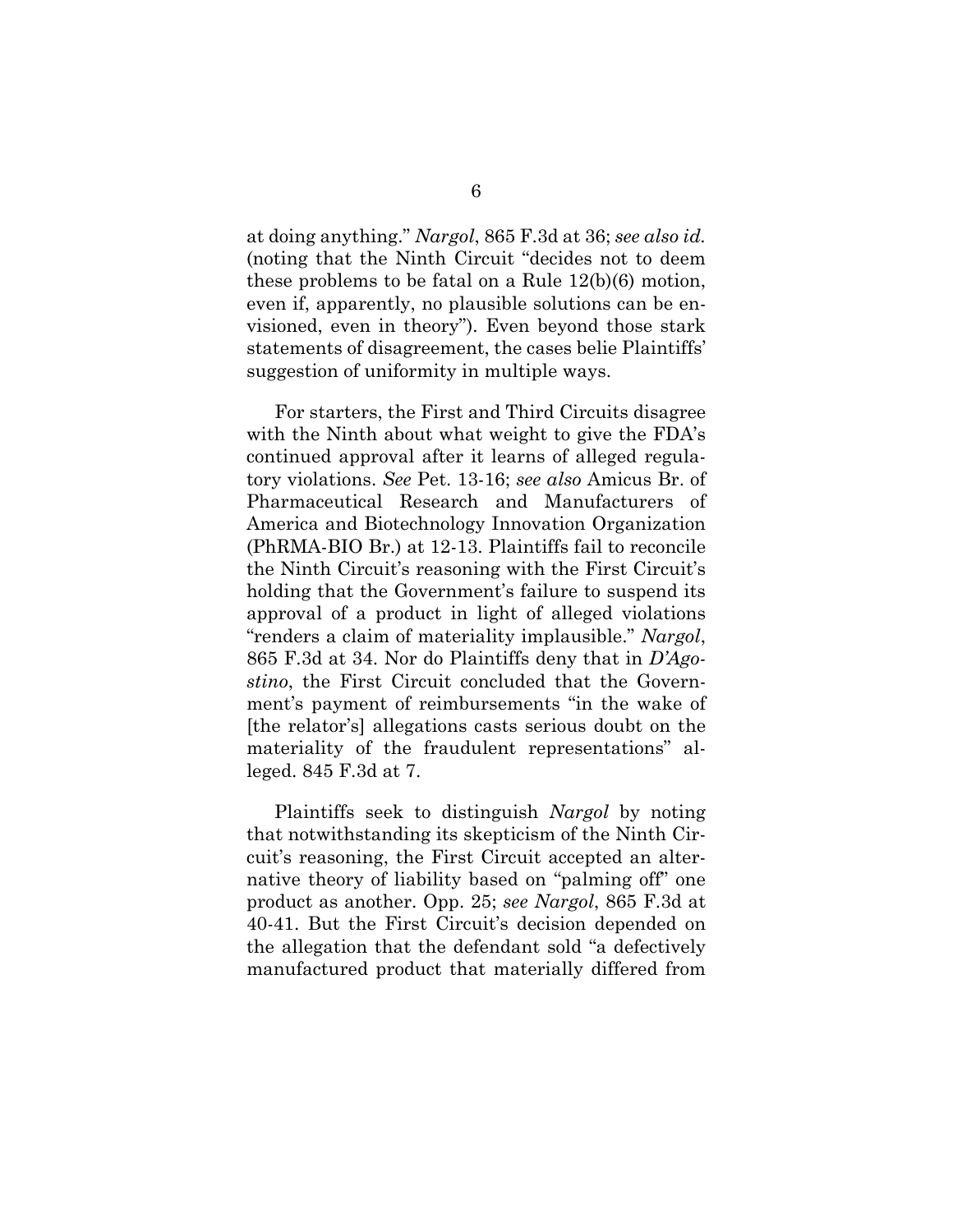at doing anything." *Nargol*, 865 F.3d at 36; *see also id.* (noting that the Ninth Circuit "decides not to deem these problems to be fatal on a Rule 12(b)(6) motion, even if, apparently, no plausible solutions can be envisioned, even in theory"). Even beyond those stark statements of disagreement, the cases belie Plaintiffs' suggestion of uniformity in multiple ways.

For starters, the First and Third Circuits disagree with the Ninth about what weight to give the FDA's continued approval after it learns of alleged regulatory violations. *See* Pet. 13-16; *see also* Amicus Br. of Pharmaceutical Research and Manufacturers of America and Biotechnology Innovation Organization (PhRMA-BIO Br.) at 12-13. Plaintiffs fail to reconcile the Ninth Circuit's reasoning with the First Circuit's holding that the Government's failure to suspend its approval of a product in light of alleged violations "renders a claim of materiality implausible." *Nargol*, 865 F.3d at 34. Nor do Plaintiffs deny that in *D'Agostino*, the First Circuit concluded that the Government's payment of reimbursements "in the wake of [the relator's] allegations casts serious doubt on the materiality of the fraudulent representations" alleged. 845 F.3d at 7.

Plaintiffs seek to distinguish *Nargol* by noting that notwithstanding its skepticism of the Ninth Circuit's reasoning, the First Circuit accepted an alternative theory of liability based on "palming off" one product as another. Opp. 25; *see Nargol*, 865 F.3d at 40-41. But the First Circuit's decision depended on the allegation that the defendant sold "a defectively manufactured product that materially differed from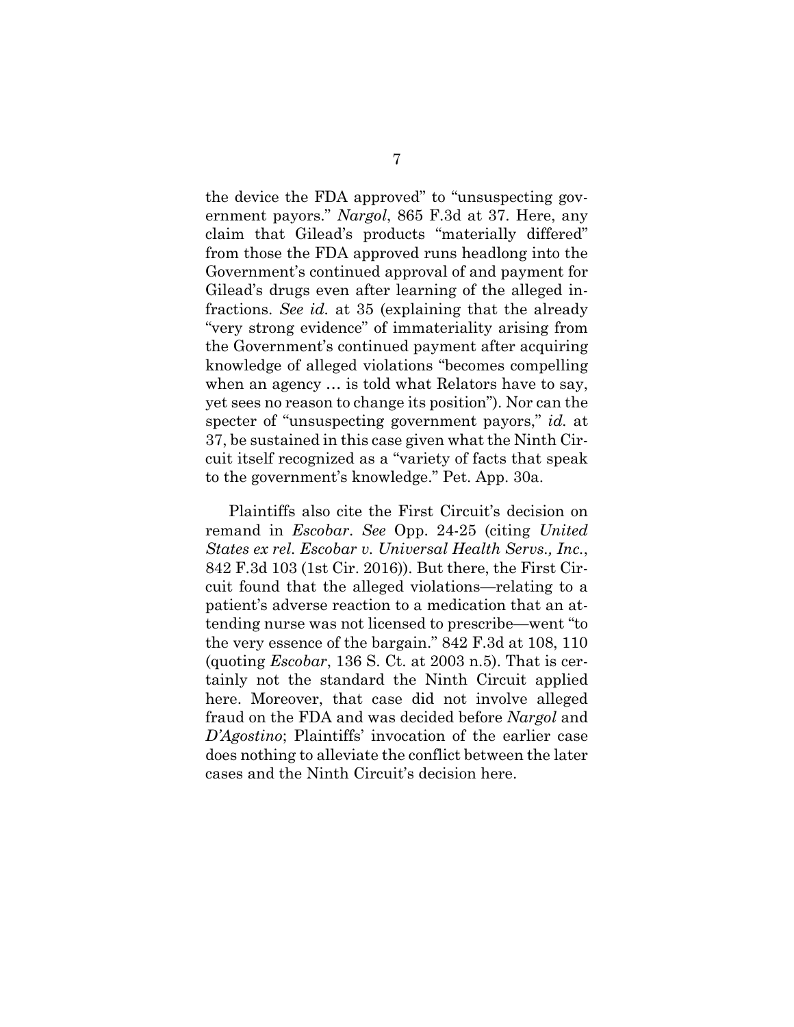the device the FDA approved" to "unsuspecting government payors." *Nargol*, 865 F.3d at 37. Here, any claim that Gilead's products "materially differed" from those the FDA approved runs headlong into the Government's continued approval of and payment for Gilead's drugs even after learning of the alleged infractions. *See id.* at 35 (explaining that the already "very strong evidence" of immateriality arising from the Government's continued payment after acquiring knowledge of alleged violations "becomes compelling when an agency … is told what Relators have to say, yet sees no reason to change its position"). Nor can the specter of "unsuspecting government payors," *id.* at 37, be sustained in this case given what the Ninth Circuit itself recognized as a "variety of facts that speak to the government's knowledge." Pet. App. 30a.

Plaintiffs also cite the First Circuit's decision on remand in *Escobar*. *See* Opp. 24-25 (citing *United States ex rel. Escobar v. Universal Health Servs., Inc.*, 842 F.3d 103 (1st Cir. 2016)). But there, the First Circuit found that the alleged violations—relating to a patient's adverse reaction to a medication that an attending nurse was not licensed to prescribe—went "to the very essence of the bargain." 842 F.3d at 108, 110 (quoting *Escobar*, 136 S. Ct. at 2003 n.5). That is certainly not the standard the Ninth Circuit applied here. Moreover, that case did not involve alleged fraud on the FDA and was decided before *Nargol* and *D'Agostino*; Plaintiffs' invocation of the earlier case does nothing to alleviate the conflict between the later cases and the Ninth Circuit's decision here.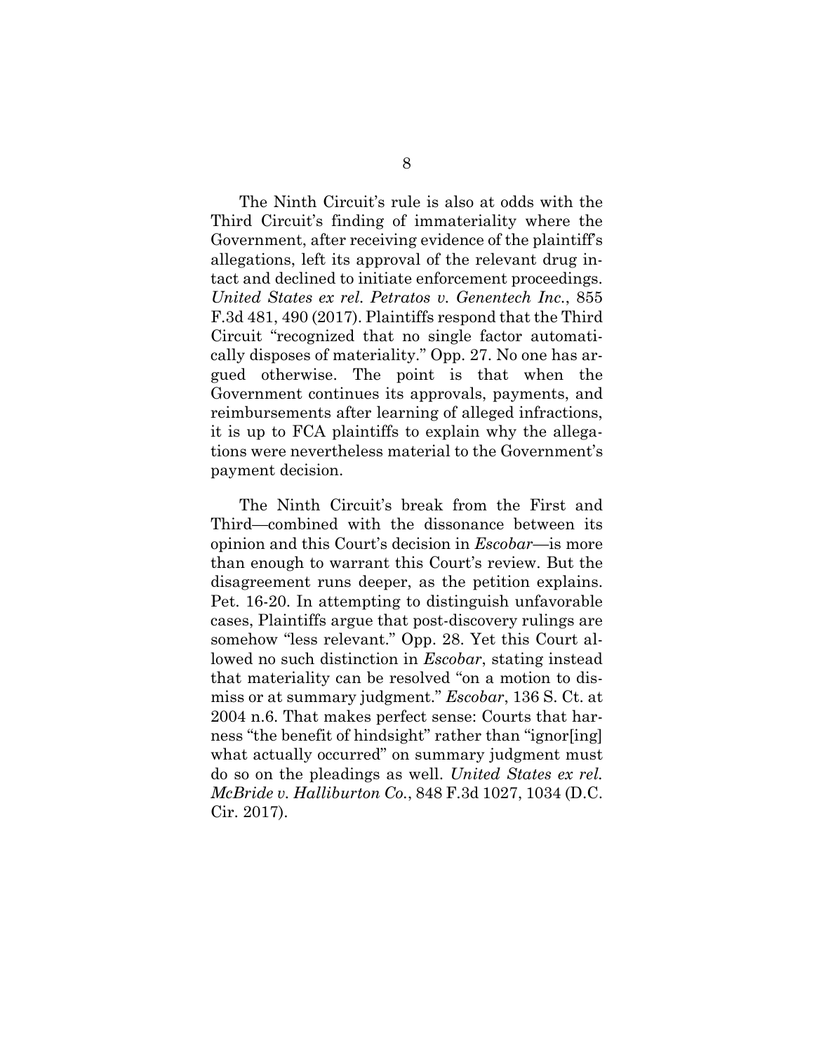The Ninth Circuit's rule is also at odds with the Third Circuit's finding of immateriality where the Government, after receiving evidence of the plaintiff's allegations, left its approval of the relevant drug intact and declined to initiate enforcement proceedings. *United States ex rel. Petratos v. Genentech Inc.*, 855 F.3d 481, 490 (2017). Plaintiffs respond that the Third Circuit "recognized that no single factor automatically disposes of materiality." Opp. 27. No one has argued otherwise. The point is that when the Government continues its approvals, payments, and reimbursements after learning of alleged infractions, it is up to FCA plaintiffs to explain why the allegations were nevertheless material to the Government's payment decision.

The Ninth Circuit's break from the First and Third—combined with the dissonance between its opinion and this Court's decision in *Escobar*—is more than enough to warrant this Court's review. But the disagreement runs deeper, as the petition explains. Pet. 16-20. In attempting to distinguish unfavorable cases, Plaintiffs argue that post-discovery rulings are somehow "less relevant." Opp. 28. Yet this Court allowed no such distinction in *Escobar*, stating instead that materiality can be resolved "on a motion to dismiss or at summary judgment." *Escobar*, 136 S. Ct. at 2004 n.6. That makes perfect sense: Courts that harness "the benefit of hindsight" rather than "ignor[ing] what actually occurred" on summary judgment must do so on the pleadings as well. *United States ex rel. McBride v. Halliburton Co.*, 848 F.3d 1027, 1034 (D.C. Cir. 2017).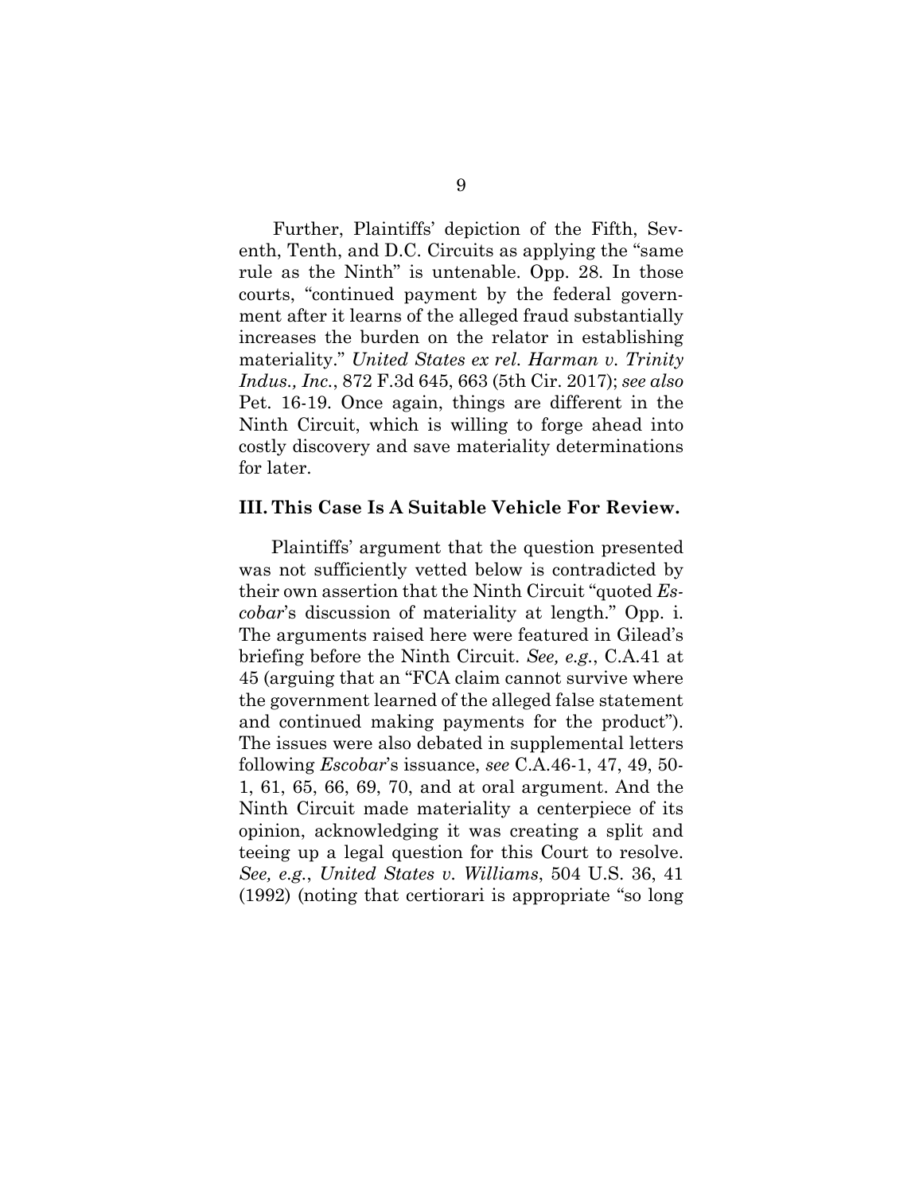Further, Plaintiffs' depiction of the Fifth, Seventh, Tenth, and D.C. Circuits as applying the "same rule as the Ninth" is untenable. Opp. 28. In those courts, "continued payment by the federal government after it learns of the alleged fraud substantially increases the burden on the relator in establishing materiality." *United States ex rel. Harman v. Trinity Indus., Inc.*, 872 F.3d 645, 663 (5th Cir. 2017); *see also* Pet. 16-19. Once again, things are different in the Ninth Circuit, which is willing to forge ahead into costly discovery and save materiality determinations for later.

### III. This Case Is A Suitable Vehicle For Review.

Plaintiffs' argument that the question presented was not sufficiently vetted below is contradicted by their own assertion that the Ninth Circuit "quoted *Escobar*'s discussion of materiality at length." Opp. i. The arguments raised here were featured in Gilead's briefing before the Ninth Circuit. *See, e.g.*, C.A.41 at 45 (arguing that an "FCA claim cannot survive where the government learned of the alleged false statement and continued making payments for the product"). The issues were also debated in supplemental letters following *Escobar*'s issuance, *see* C.A.46-1, 47, 49, 50-1, 61, 65, 66, 69, 70, and at oral argument. And the Ninth Circuit made materiality a centerpiece of its opinion, acknowledging it was creating a split and teeing up a legal question for this Court to resolve. *See, e.g.*, *United States v. Williams*, 504 U.S. 36, 41 (1992) (noting that certiorari is appropriate "so long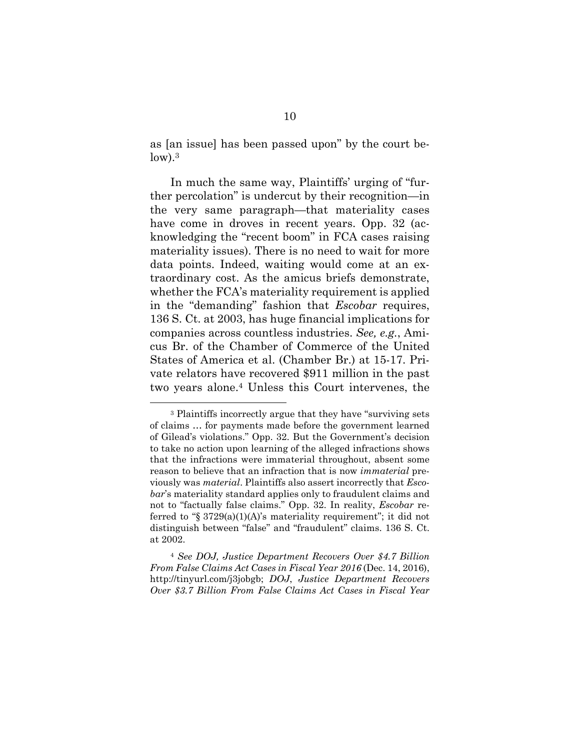as [an issue] has been passed upon" by the court below).[3]

In much the same way, Plaintiffs' urging of "further percolation" is undercut by their recognition—in the very same paragraph—that materiality cases have come in droves in recent years. Opp. 32 (acknowledging the "recent boom" in FCA cases raising materiality issues). There is no need to wait for more data points. Indeed, waiting would come at an extraordinary cost. As the amicus briefs demonstrate, whether the FCA's materiality requirement is applied in the "demanding" fashion that *Escobar* requires, 136 S. Ct. at 2003, has huge financial implications for companies across countless industries. *See, e.g.*, Amicus Br. of the Chamber of Commerce of the United States of America et al. (Chamber Br.) at 15-17. Private relators have recovered $911 million in the past two years alone.[4] Unless this Court intervenes, the

---

[3] Plaintiffs incorrectly argue that they have "surviving sets of claims … for payments made before the government learned of Gilead's violations." Opp. 32. But the Government's decision to take no action upon learning of the alleged infractions shows that the infractions were immaterial throughout, absent some reason to believe that an infraction that is now *immaterial* previously was *material*. Plaintiffs also assert incorrectly that *Escobar*'s materiality standard applies only to fraudulent claims and not to "factually false claims." Opp. 32. In reality, *Escobar* referred to "§ 3729(a)(1)(A)'s materiality requirement"; it did not distinguish between "false" and "fraudulent" claims. 136 S. Ct. at 2002.

[4] *See DOJ, Justice Department Recovers Over $4.7 Billion From False Claims Act Cases in Fiscal Year 2016* (Dec. 14, 2016), http://tinyurl.com/j3jobgb; *DOJ*, *Justice Department Recovers Over $3.7 Billion From False Claims Act Cases in Fiscal Year*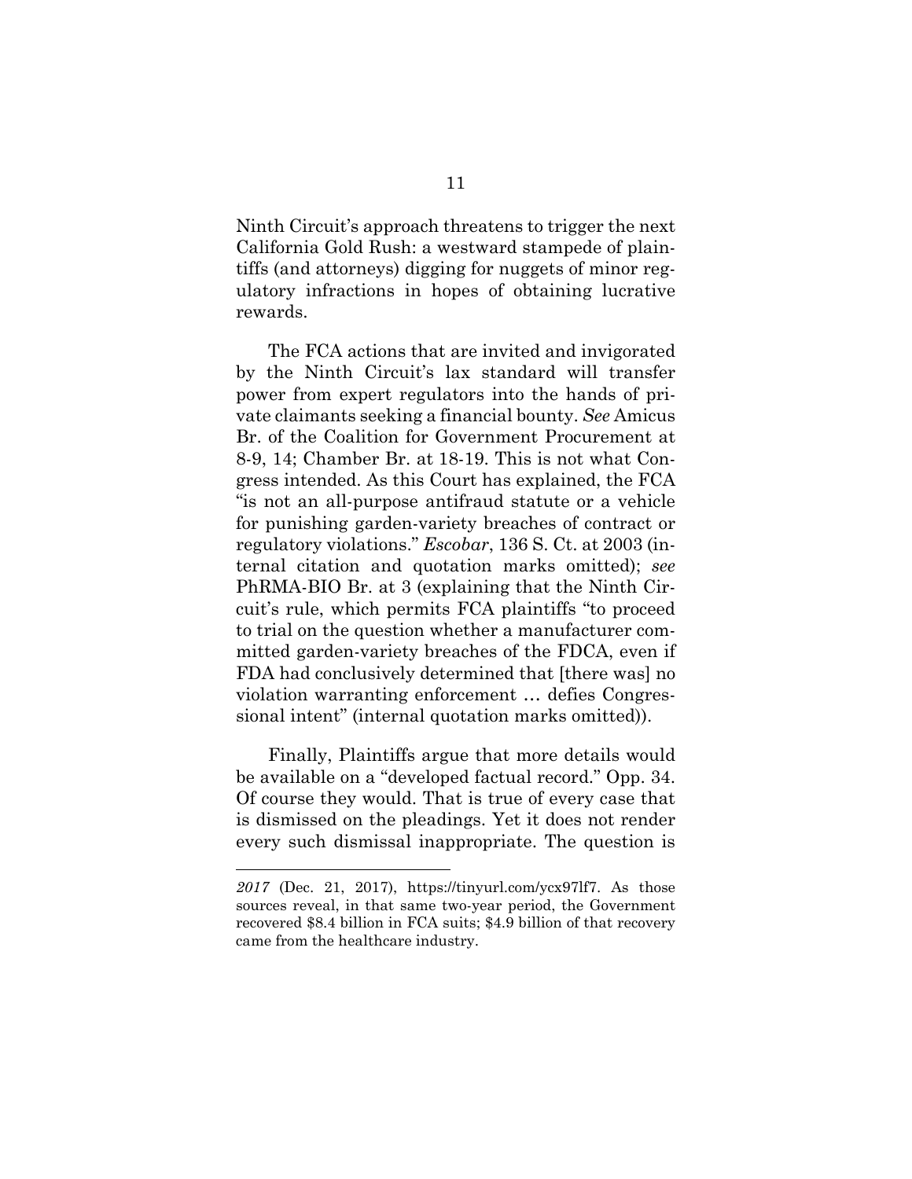Ninth Circuit's approach threatens to trigger the next California Gold Rush: a westward stampede of plaintiffs (and attorneys) digging for nuggets of minor regulatory infractions in hopes of obtaining lucrative rewards.

The FCA actions that are invited and invigorated by the Ninth Circuit's lax standard will transfer power from expert regulators into the hands of private claimants seeking a financial bounty. *See* Amicus Br. of the Coalition for Government Procurement at 8-9, 14; Chamber Br. at 18-19. This is not what Congress intended. As this Court has explained, the FCA "is not an all-purpose antifraud statute or a vehicle for punishing garden-variety breaches of contract or regulatory violations." *Escobar*, 136 S. Ct. at 2003 (internal citation and quotation marks omitted); *see* PhRMA-BIO Br. at 3 (explaining that the Ninth Circuit's rule, which permits FCA plaintiffs "to proceed to trial on the question whether a manufacturer committed garden-variety breaches of the FDCA, even if FDA had conclusively determined that [there was] no violation warranting enforcement … defies Congressional intent" (internal quotation marks omitted)).

Finally, Plaintiffs argue that more details would be available on a "developed factual record." Opp. 34. Of course they would. That is true of every case that is dismissed on the pleadings. Yet it does not render every such dismissal inappropriate. The question is

---

*2017* (Dec. 21, 2017), https://tinyurl.com/ycx97lf7. As those sources reveal, in that same two-year period, the Government recovered $8.4 billion in FCA suits; $4.9 billion of that recovery came from the healthcare industry.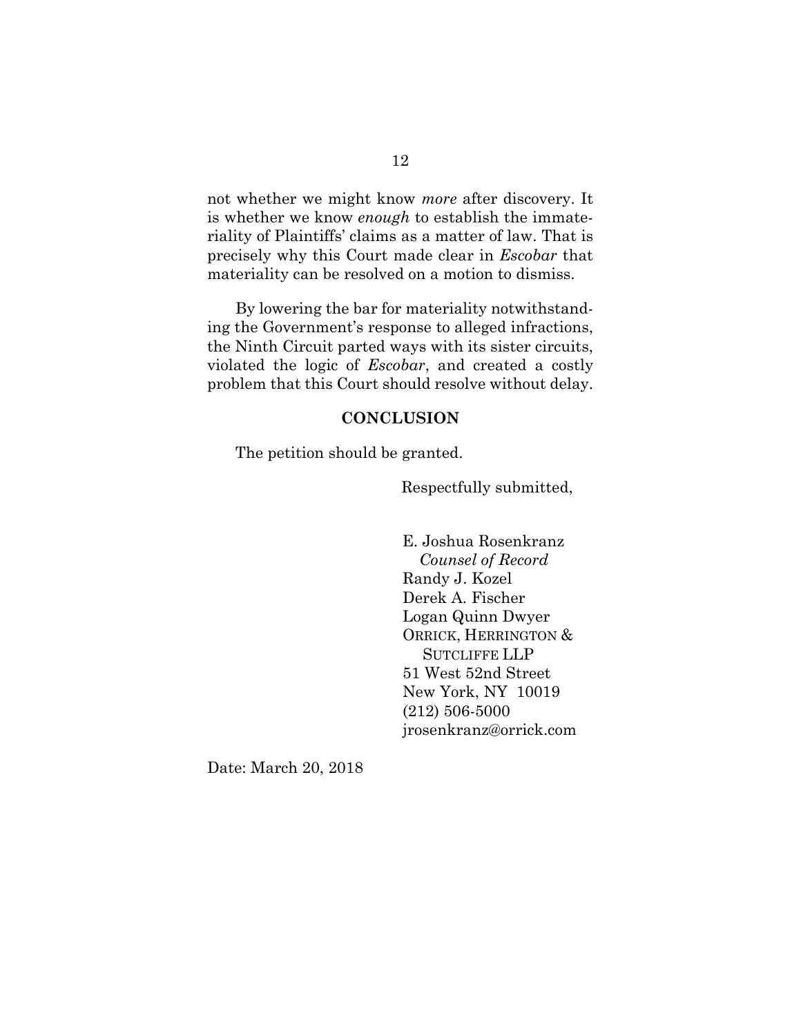not whether we might know *more* after discovery. It is whether we know *enough* to establish the immateriality of Plaintiffs' claims as a matter of law. That is precisely why this Court made clear in *Escobar* that materiality can be resolved on a motion to dismiss.

By lowering the bar for materiality notwithstanding the Government's response to alleged infractions, the Ninth Circuit parted ways with its sister circuits, violated the logic of *Escobar*, and created a costly problem that this Court should resolve without delay.

## CONCLUSION

The petition should be granted.

Respectfully submitted,

E. Joshua Rosenkranz
*Counsel of Record*
Randy J. Kozel
Derek A. Fischer
Logan Quinn Dwyer
ORRICK, HERRINGTON & SUTCLIFFE LLP
51 West 52nd Street
New York, NY 10019
(212) 506-5000
jrosenkranz@orrick.com

Date: March 20, 2018